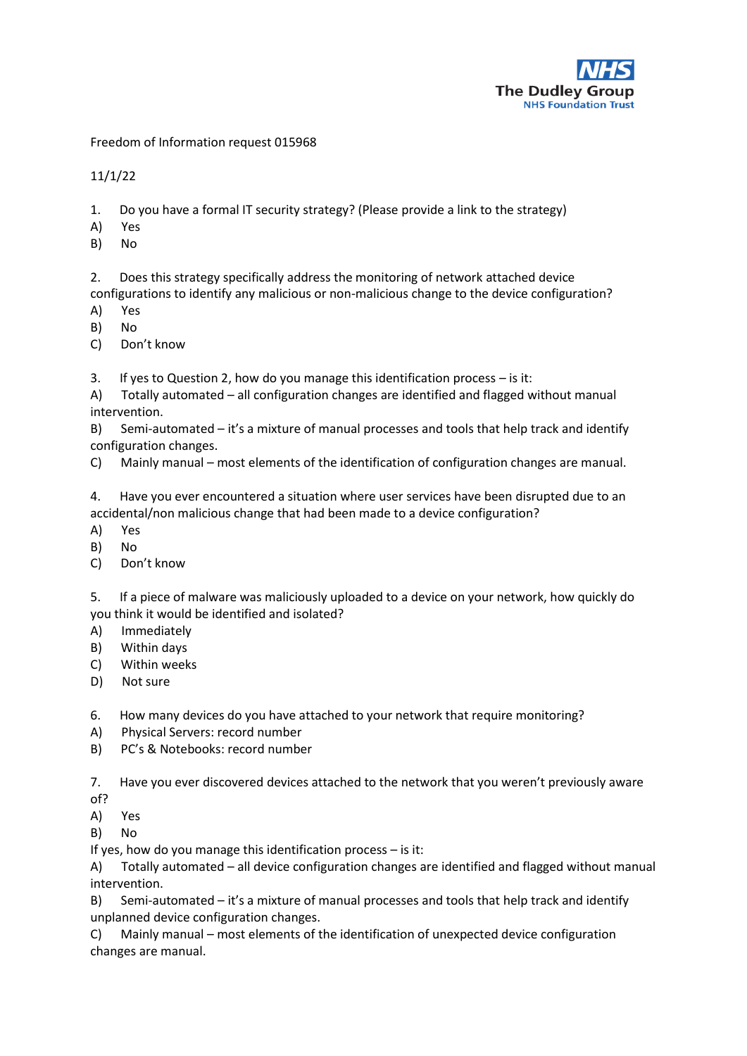NHS
The Dudley Group
NHS Foundation Trust

Freedom of Information request 015968

11/1/22

1. Do you have a formal IT security strategy? (Please provide a link to the strategy)
A) Yes
B) No

2. Does this strategy specifically address the monitoring of network attached device configurations to identify any malicious or non-malicious change to the device configuration?
A) Yes
B) No
C) Don't know

3. If yes to Question 2, how do you manage this identification process – is it:
A) Totally automated – all configuration changes are identified and flagged without manual intervention.
B) Semi-automated – it's a mixture of manual processes and tools that help track and identify configuration changes.
C) Mainly manual – most elements of the identification of configuration changes are manual.

4. Have you ever encountered a situation where user services have been disrupted due to an accidental/non malicious change that had been made to a device configuration?
A) Yes
B) No
C) Don't know

5. If a piece of malware was maliciously uploaded to a device on your network, how quickly do you think it would be identified and isolated?
A) Immediately
B) Within days
C) Within weeks
D) Not sure

6. How many devices do you have attached to your network that require monitoring?
A) Physical Servers: record number
B) PC's & Notebooks: record number

7. Have you ever discovered devices attached to the network that you weren't previously aware of?
A) Yes
B) No

If yes, how do you manage this identification process – is it:
A) Totally automated – all device configuration changes are identified and flagged without manual intervention.
B) Semi-automated – it's a mixture of manual processes and tools that help track and identify unplanned device configuration changes.
C) Mainly manual – most elements of the identification of unexpected device configuration changes are manual.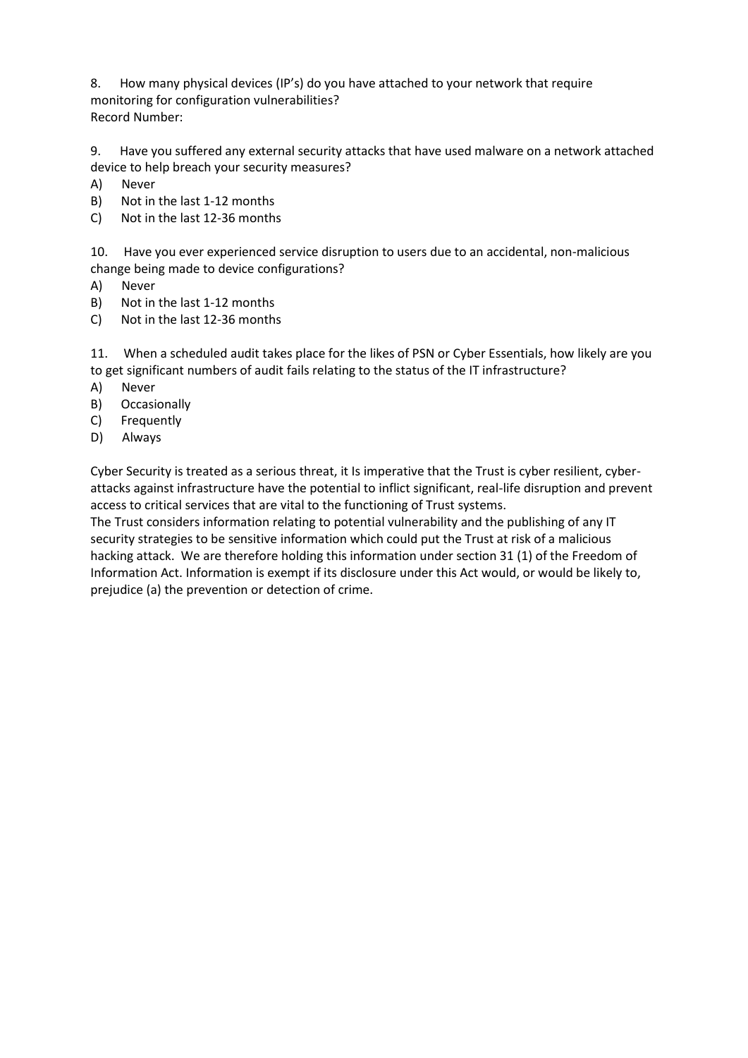8. How many physical devices (IP's) do you have attached to your network that require monitoring for configuration vulnerabilities?
Record Number:

9. Have you suffered any external security attacks that have used malware on a network attached device to help breach your security measures?
A) Never
B) Not in the last 1-12 months
C) Not in the last 12-36 months

10. Have you ever experienced service disruption to users due to an accidental, non-malicious change being made to device configurations?
A) Never
B) Not in the last 1-12 months
C) Not in the last 12-36 months

11. When a scheduled audit takes place for the likes of PSN or Cyber Essentials, how likely are you to get significant numbers of audit fails relating to the status of the IT infrastructure?
A) Never
B) Occasionally
C) Frequently
D) Always

Cyber Security is treated as a serious threat, it Is imperative that the Trust is cyber resilient, cyber-attacks against infrastructure have the potential to inflict significant, real-life disruption and prevent access to critical services that are vital to the functioning of Trust systems.
The Trust considers information relating to potential vulnerability and the publishing of any IT security strategies to be sensitive information which could put the Trust at risk of a malicious hacking attack. We are therefore holding this information under section 31 (1) of the Freedom of Information Act. Information is exempt if its disclosure under this Act would, or would be likely to, prejudice (a) the prevention or detection of crime.